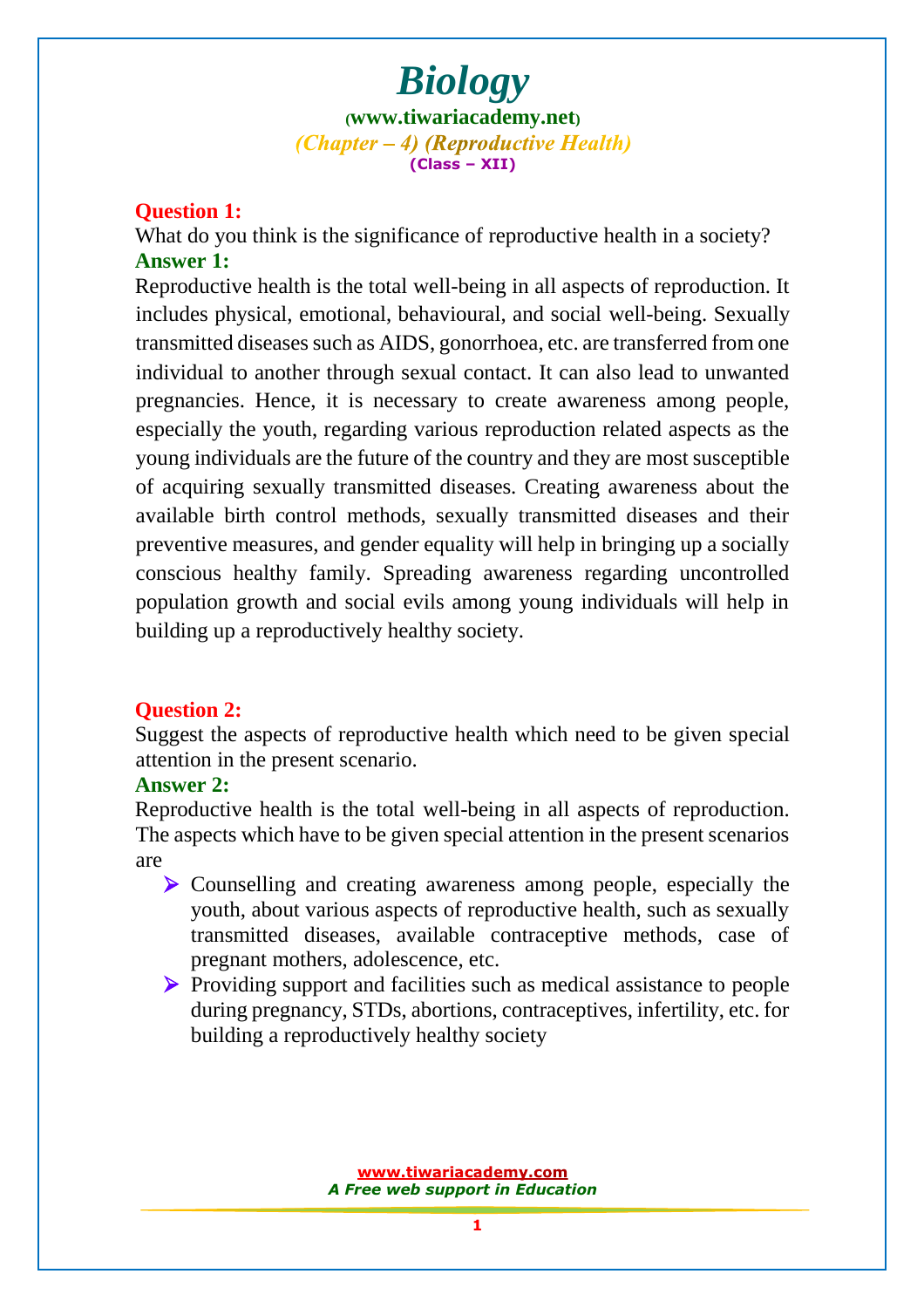# Biology

(www.tiwariacademy.net)

*(Chapter – 4) (Reproductive Health)*

**(Class – XII)**

**Question 1:**

What do you think is the significance of reproductive health in a society?

**Answer 1:**

Reproductive health is the total well-being in all aspects of reproduction. It includes physical, emotional, behavioural, and social well-being. Sexually transmitted diseases such as AIDS, gonorrhoea, etc. are transferred from one individual to another through sexual contact. It can also lead to unwanted pregnancies. Hence, it is necessary to create awareness among people, especially the youth, regarding various reproduction related aspects as the young individuals are the future of the country and they are most susceptible of acquiring sexually transmitted diseases. Creating awareness about the available birth control methods, sexually transmitted diseases and their preventive measures, and gender equality will help in bringing up a socially conscious healthy family. Spreading awareness regarding uncontrolled population growth and social evils among young individuals will help in building up a reproductively healthy society.

**Question 2:**

Suggest the aspects of reproductive health which need to be given special attention in the present scenario.

**Answer 2:**

Reproductive health is the total well-being in all aspects of reproduction. The aspects which have to be given special attention in the present scenarios are

- Counselling and creating awareness among people, especially the youth, about various aspects of reproductive health, such as sexually transmitted diseases, available contraceptive methods, case of pregnant mothers, adolescence, etc.
- Providing support and facilities such as medical assistance to people during pregnancy, STDs, abortions, contraceptives, infertility, etc. for building a reproductively healthy society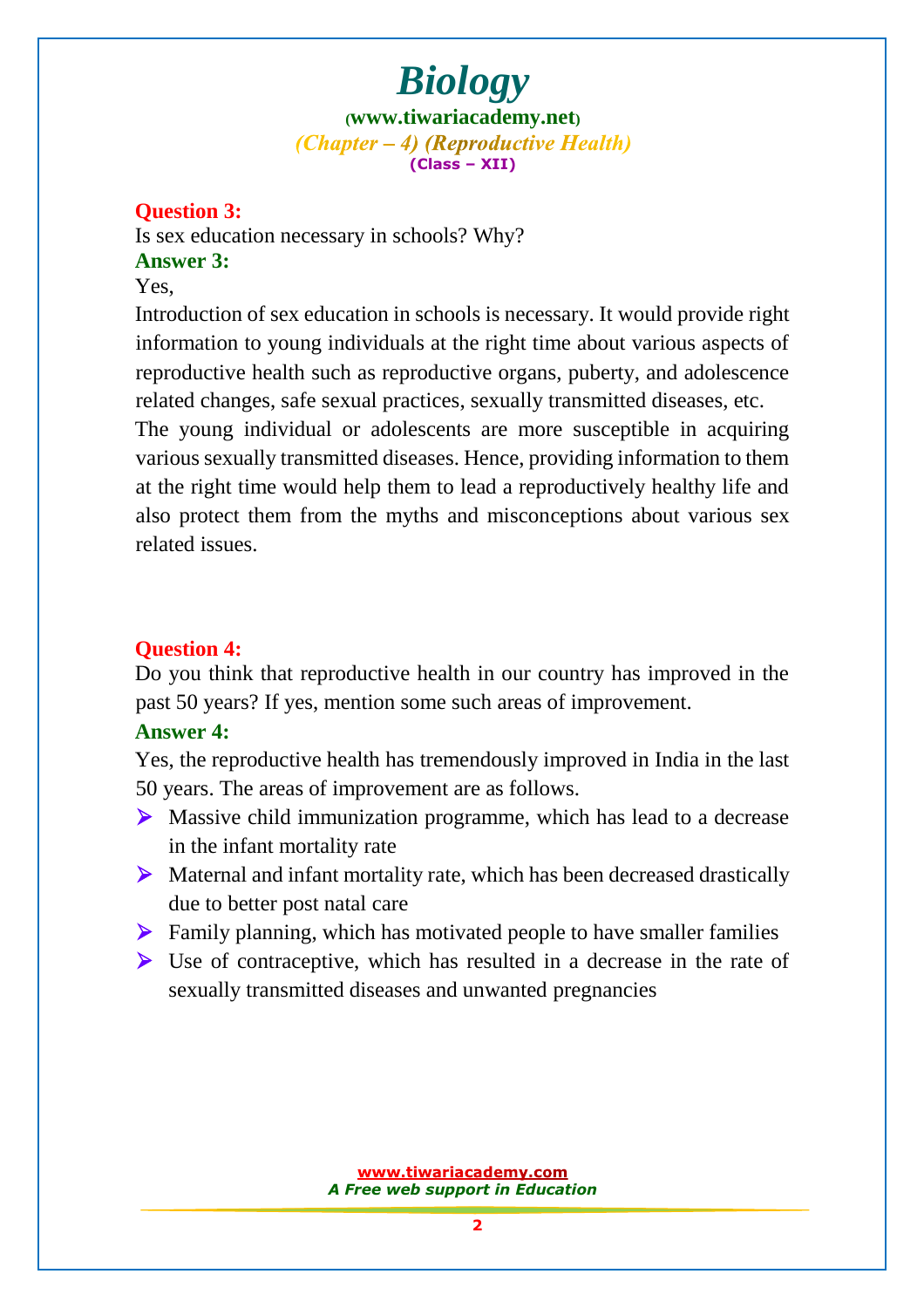**Question 3:**

Is sex education necessary in schools? Why?

**Answer 3:**

Yes,

Introduction of sex education in schools is necessary. It would provide right information to young individuals at the right time about various aspects of reproductive health such as reproductive organs, puberty, and adolescence related changes, safe sexual practices, sexually transmitted diseases, etc.

The young individual or adolescents are more susceptible in acquiring various sexually transmitted diseases. Hence, providing information to them at the right time would help them to lead a reproductively healthy life and also protect them from the myths and misconceptions about various sex related issues.

**Question 4:**

Do you think that reproductive health in our country has improved in the past 50 years? If yes, mention some such areas of improvement.

**Answer 4:**

Yes, the reproductive health has tremendously improved in India in the last 50 years. The areas of improvement are as follows.

- Massive child immunization programme, which has lead to a decrease in the infant mortality rate
- Maternal and infant mortality rate, which has been decreased drastically due to better post natal care
- Family planning, which has motivated people to have smaller families
- Use of contraceptive, which has resulted in a decrease in the rate of sexually transmitted diseases and unwanted pregnancies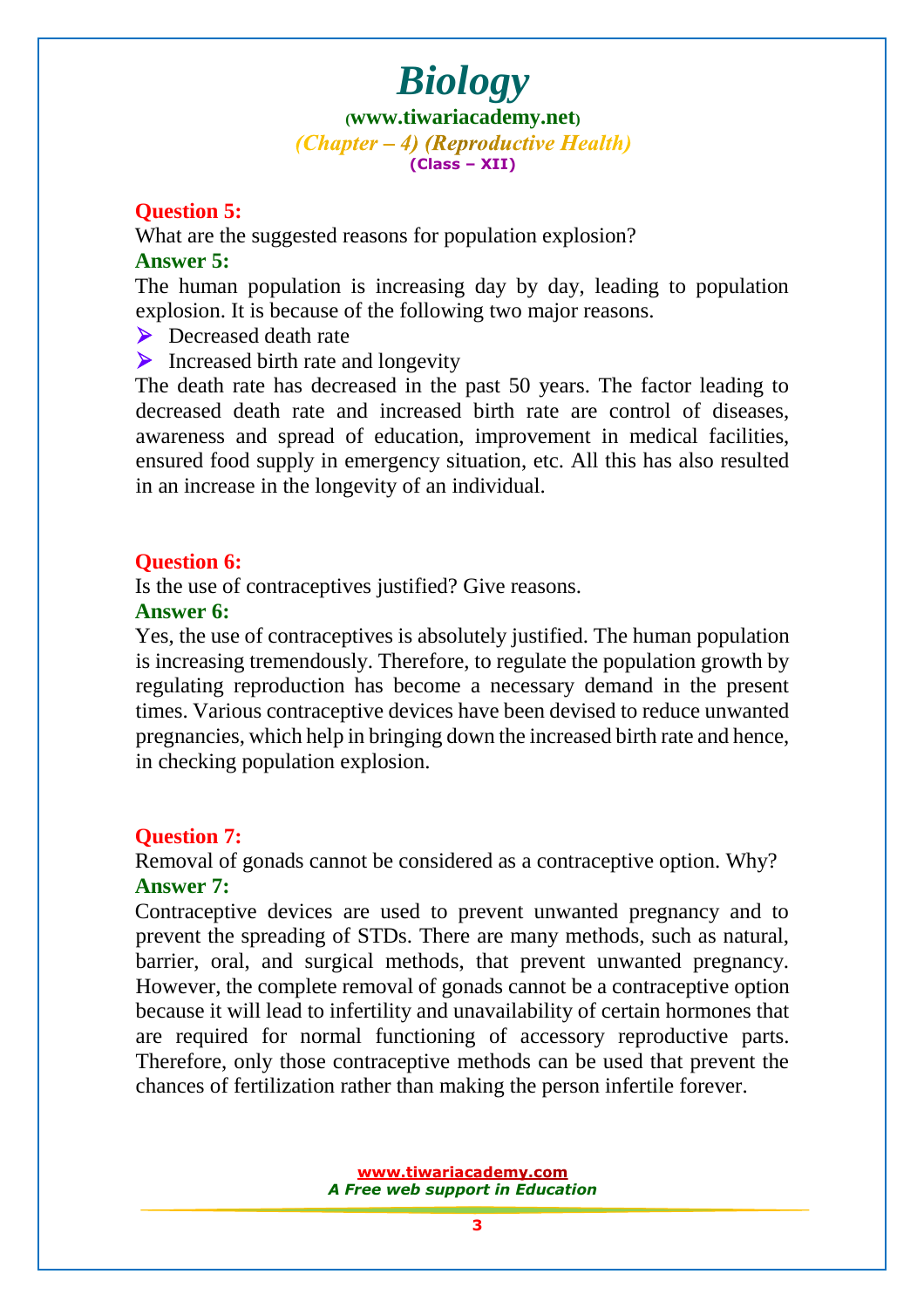**Question 5:**

What are the suggested reasons for population explosion?

**Answer 5:**

The human population is increasing day by day, leading to population explosion. It is because of the following two major reasons.

- Decreased death rate
- Increased birth rate and longevity

The death rate has decreased in the past 50 years. The factor leading to decreased death rate and increased birth rate are control of diseases, awareness and spread of education, improvement in medical facilities, ensured food supply in emergency situation, etc. All this has also resulted in an increase in the longevity of an individual.

**Question 6:**

Is the use of contraceptives justified? Give reasons.

**Answer 6:**

Yes, the use of contraceptives is absolutely justified. The human population is increasing tremendously. Therefore, to regulate the population growth by regulating reproduction has become a necessary demand in the present times. Various contraceptive devices have been devised to reduce unwanted pregnancies, which help in bringing down the increased birth rate and hence, in checking population explosion.

**Question 7:**

Removal of gonads cannot be considered as a contraceptive option. Why?

**Answer 7:**

Contraceptive devices are used to prevent unwanted pregnancy and to prevent the spreading of STDs. There are many methods, such as natural, barrier, oral, and surgical methods, that prevent unwanted pregnancy. However, the complete removal of gonads cannot be a contraceptive option because it will lead to infertility and unavailability of certain hormones that are required for normal functioning of accessory reproductive parts. Therefore, only those contraceptive methods can be used that prevent the chances of fertilization rather than making the person infertile forever.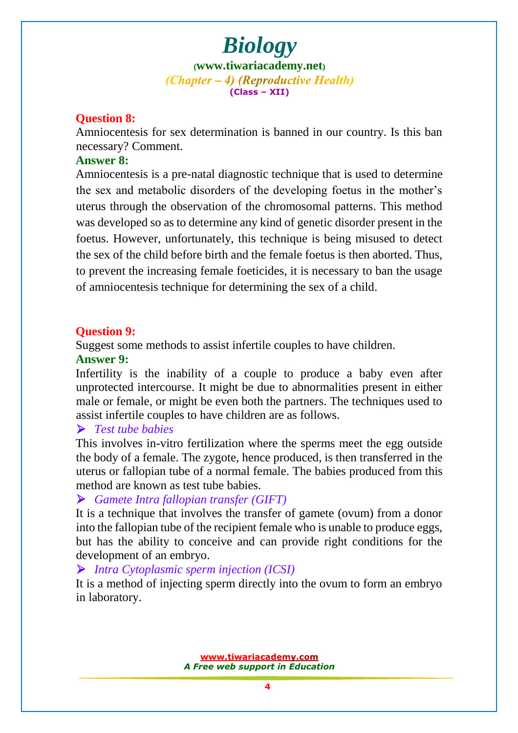**Question 8:**

Amniocentesis for sex determination is banned in our country. Is this ban necessary? Comment.

**Answer 8:**

Amniocentesis is a pre-natal diagnostic technique that is used to determine the sex and metabolic disorders of the developing foetus in the mother's uterus through the observation of the chromosomal patterns. This method was developed so as to determine any kind of genetic disorder present in the foetus. However, unfortunately, this technique is being misused to detect the sex of the child before birth and the female foetus is then aborted. Thus, to prevent the increasing female foeticides, it is necessary to ban the usage of amniocentesis technique for determining the sex of a child.

**Question 9:**

Suggest some methods to assist infertile couples to have children.

**Answer 9:**

Infertility is the inability of a couple to produce a baby even after unprotected intercourse. It might be due to abnormalities present in either male or female, or might be even both the partners. The techniques used to assist infertile couples to have children are as follows.

- *Test tube babies*

This involves in-vitro fertilization where the sperms meet the egg outside the body of a female. The zygote, hence produced, is then transferred in the uterus or fallopian tube of a normal female. The babies produced from this method are known as test tube babies.

- *Gamete Intra fallopian transfer (GIFT)*

It is a technique that involves the transfer of gamete (ovum) from a donor into the fallopian tube of the recipient female who is unable to produce eggs, but has the ability to conceive and can provide right conditions for the development of an embryo.

- *Intra Cytoplasmic sperm injection (ICSI)*

It is a method of injecting sperm directly into the ovum to form an embryo in laboratory.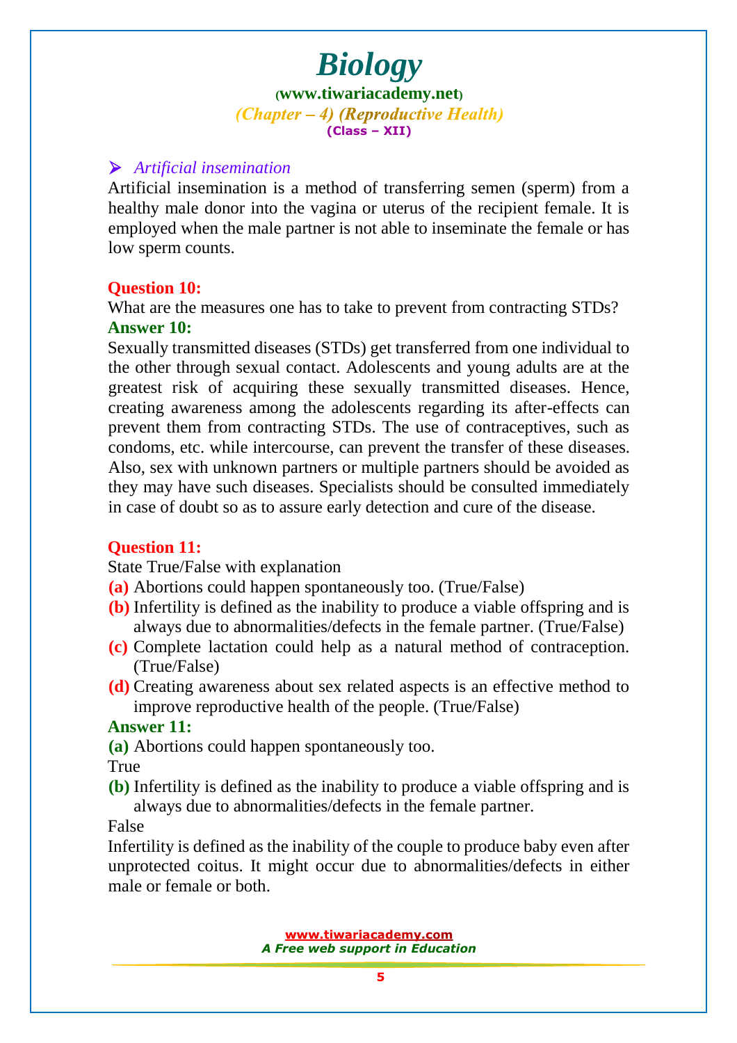### ➢ *Artificial insemination*

Artificial insemination is a method of transferring semen (sperm) from a healthy male donor into the vagina or uterus of the recipient female. It is employed when the male partner is not able to inseminate the female or has low sperm counts.

**Question 10:**

What are the measures one has to take to prevent from contracting STDs?

**Answer 10:**

Sexually transmitted diseases (STDs) get transferred from one individual to the other through sexual contact. Adolescents and young adults are at the greatest risk of acquiring these sexually transmitted diseases. Hence, creating awareness among the adolescents regarding its after-effects can prevent them from contracting STDs. The use of contraceptives, such as condoms, etc. while intercourse, can prevent the transfer of these diseases. Also, sex with unknown partners or multiple partners should be avoided as they may have such diseases. Specialists should be consulted immediately in case of doubt so as to assure early detection and cure of the disease.

**Question 11:**

State True/False with explanation

**(a)** Abortions could happen spontaneously too. (True/False)

**(b)** Infertility is defined as the inability to produce a viable offspring and is always due to abnormalities/defects in the female partner. (True/False)

**(c)** Complete lactation could help as a natural method of contraception. (True/False)

**(d)** Creating awareness about sex related aspects is an effective method to improve reproductive health of the people. (True/False)

**Answer 11:**

**(a)** Abortions could happen spontaneously too.

True

**(b)** Infertility is defined as the inability to produce a viable offspring and is always due to abnormalities/defects in the female partner.

False

Infertility is defined as the inability of the couple to produce baby even after unprotected coitus. It might occur due to abnormalities/defects in either male or female or both.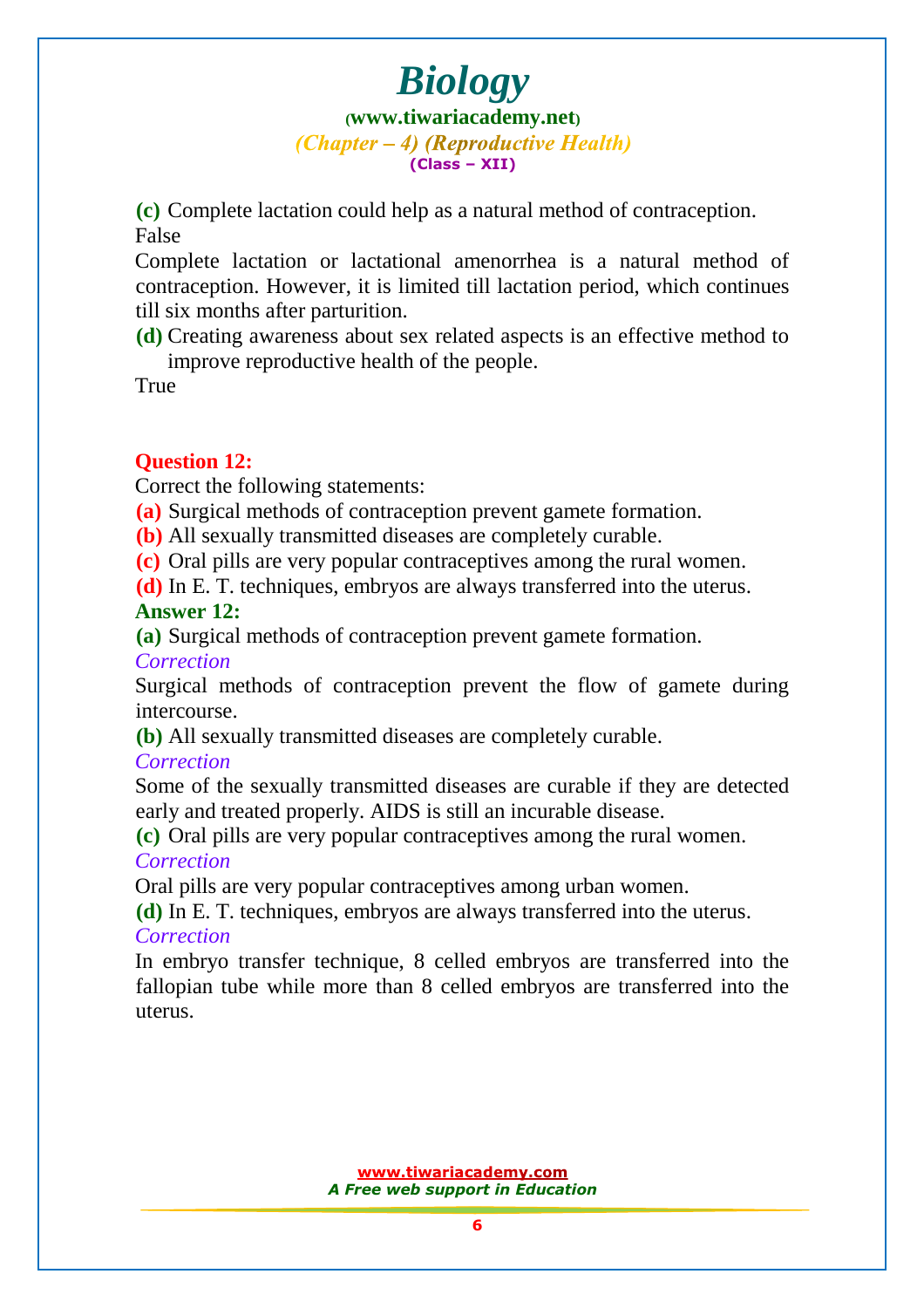**(c)** Complete lactation could help as a natural method of contraception.
False

Complete lactation or lactational amenorrhea is a natural method of contraception. However, it is limited till lactation period, which continues till six months after parturition.

**(d)** Creating awareness about sex related aspects is an effective method to improve reproductive health of the people.

True

**Question 12:**

Correct the following statements:

**(a)** Surgical methods of contraception prevent gamete formation.
**(b)** All sexually transmitted diseases are completely curable.
**(c)** Oral pills are very popular contraceptives among the rural women.
**(d)** In E. T. techniques, embryos are always transferred into the uterus.

**Answer 12:**

**(a)** Surgical methods of contraception prevent gamete formation.

*Correction*

Surgical methods of contraception prevent the flow of gamete during intercourse.

**(b)** All sexually transmitted diseases are completely curable.

*Correction*

Some of the sexually transmitted diseases are curable if they are detected early and treated properly. AIDS is still an incurable disease.

**(c)** Oral pills are very popular contraceptives among the rural women.

*Correction*

Oral pills are very popular contraceptives among urban women.

**(d)** In E. T. techniques, embryos are always transferred into the uterus.

*Correction*

In embryo transfer technique, 8 celled embryos are transferred into the fallopian tube while more than 8 celled embryos are transferred into the uterus.